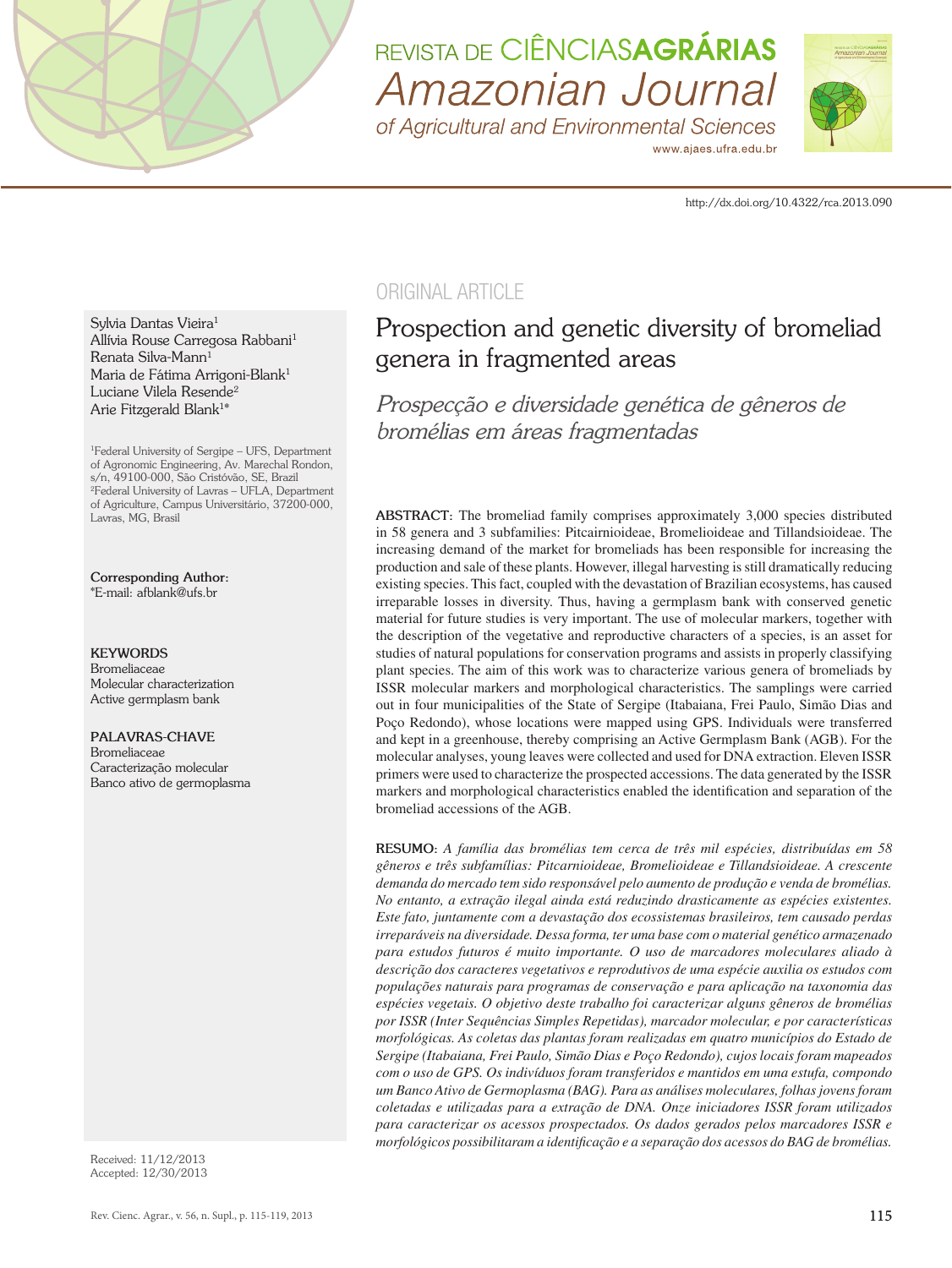ORIGINAL ARTICLE

# Prospection and genetic diversity of bromeliad genera in fragmented areas

*Prospecção e diversidade genética de gêneros de bromélias em áreas fragmentadas*

Sylvia Dantas Vieira[1]
Allívia Rouse Carregosa Rabbani[1]
Renata Silva-Mann[1]
Maria de Fátima Arrigoni-Blank[1]
Luciane Vilela Resende[2]
Arie Fitzgerald Blank[1]*

[1]Federal University of Sergipe – UFS, Department of Agronomic Engineering, Av. Marechal Rondon, s/n, 49100-000, São Cristóvão, SE, Brazil
[2]Federal University of Lavras – UFLA, Department of Agriculture, Campus Universitário, 37200-000, Lavras, MG, Brasil

**Corresponding Author:**
*E-mail: afblank@ufs.br

**KEYWORDS**
Bromeliaceae
Molecular characterization
Active germplasm bank

**PALAVRAS-CHAVE**
Bromeliaceae
Caracterização molecular
Banco ativo de germoplasma

Received: 11/12/2013
Accepted: 12/30/2013

**ABSTRACT:** The bromeliad family comprises approximately 3,000 species distributed in 58 genera and 3 subfamilies: Pitcairnioideae, Bromelioideae and Tillandsioideae. The increasing demand of the market for bromeliads has been responsible for increasing the production and sale of these plants. However, illegal harvesting is still dramatically reducing existing species. This fact, coupled with the devastation of Brazilian ecosystems, has caused irreparable losses in diversity. Thus, having a germplasm bank with conserved genetic material for future studies is very important. The use of molecular markers, together with the description of the vegetative and reproductive characters of a species, is an asset for studies of natural populations for conservation programs and assists in properly classifying plant species. The aim of this work was to characterize various genera of bromeliads by ISSR molecular markers and morphological characteristics. The samplings were carried out in four municipalities of the State of Sergipe (Itabaiana, Frei Paulo, Simão Dias and Poço Redondo), whose locations were mapped using GPS. Individuals were transferred and kept in a greenhouse, thereby comprising an Active Germplasm Bank (AGB). For the molecular analyses, young leaves were collected and used for DNA extraction. Eleven ISSR primers were used to characterize the prospected accessions. The data generated by the ISSR markers and morphological characteristics enabled the identification and separation of the bromeliad accessions of the AGB.

**RESUMO:** *A família das bromélias tem cerca de três mil espécies, distribuídas em 58 gêneros e três subfamílias: Pitcarnioideae, Bromelioideae e Tillandsioideae. A crescente demanda do mercado tem sido responsável pelo aumento de produção e venda de bromélias. No entanto, a extração ilegal ainda está reduzindo drasticamente as espécies existentes. Este fato, juntamente com a devastação dos ecossistemas brasileiros, tem causado perdas irreparáveis na diversidade. Dessa forma, ter uma base com o material genético armazenado para estudos futuros é muito importante. O uso de marcadores moleculares aliado à descrição dos caracteres vegetativos e reprodutivos de uma espécie auxilia os estudos com populações naturais para programas de conservação e para aplicação na taxonomia das espécies vegetais. O objetivo deste trabalho foi caracterizar alguns gêneros de bromélias por ISSR (Inter Sequências Simples Repetidas), marcador molecular, e por características morfológicas. As coletas das plantas foram realizadas em quatro municípios do Estado de Sergipe (Itabaiana, Frei Paulo, Simão Dias e Poço Redondo), cujos locais foram mapeados com o uso de GPS. Os indivíduos foram transferidos e mantidos em uma estufa, compondo um Banco Ativo de Germoplasma (BAG). Para as análises moleculares, folhas jovens foram coletadas e utilizadas para a extração de DNA. Onze iniciadores ISSR foram utilizados para caracterizar os acessos prospectados. Os dados gerados pelos marcadores ISSR e morfológicos possibilitaram a identificação e a separação dos acessos do BAG de bromélias.*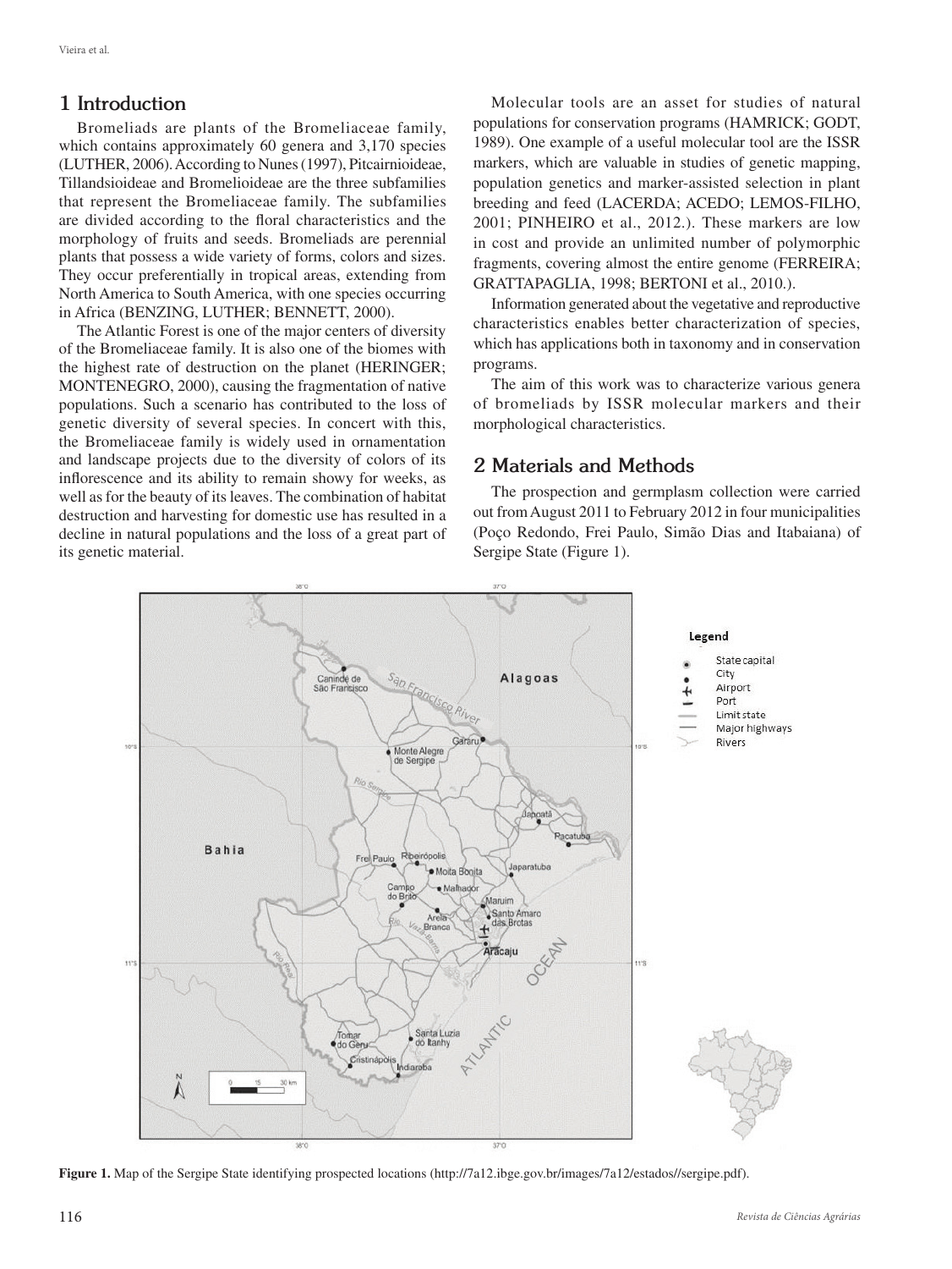## 1 Introduction

Bromeliads are plants of the Bromeliaceae family, which contains approximately 60 genera and 3,170 species (LUTHER, 2006). According to Nunes (1997), Pitcairnioideae, Tillandsioideae and Bromelioideae are the three subfamilies that represent the Bromeliaceae family. The subfamilies are divided according to the floral characteristics and the morphology of fruits and seeds. Bromeliads are perennial plants that possess a wide variety of forms, colors and sizes. They occur preferentially in tropical areas, extending from North America to South America, with one species occurring in Africa (BENZING, LUTHER; BENNETT, 2000).

The Atlantic Forest is one of the major centers of diversity of the Bromeliaceae family. It is also one of the biomes with the highest rate of destruction on the planet (HERINGER; MONTENEGRO, 2000), causing the fragmentation of native populations. Such a scenario has contributed to the loss of genetic diversity of several species. In concert with this, the Bromeliaceae family is widely used in ornamentation and landscape projects due to the diversity of colors of its inflorescence and its ability to remain showy for weeks, as well as for the beauty of its leaves. The combination of habitat destruction and harvesting for domestic use has resulted in a decline in natural populations and the loss of a great part of its genetic material.

Molecular tools are an asset for studies of natural populations for conservation programs (HAMRICK; GODT, 1989). One example of a useful molecular tool are the ISSR markers, which are valuable in studies of genetic mapping, population genetics and marker-assisted selection in plant breeding and feed (LACERDA; ACEDO; LEMOS-FILHO, 2001; PINHEIRO et al., 2012.). These markers are low in cost and provide an unlimited number of polymorphic fragments, covering almost the entire genome (FERREIRA; GRATTAPAGLIA, 1998; BERTONI et al., 2010.).

Information generated about the vegetative and reproductive characteristics enables better characterization of species, which has applications both in taxonomy and in conservation programs.

The aim of this work was to characterize various genera of bromeliads by ISSR molecular markers and their morphological characteristics.

## 2 Materials and Methods

The prospection and germplasm collection were carried out from August 2011 to February 2012 in four municipalities (Poço Redondo, Frei Paulo, Simão Dias and Itabaiana) of Sergipe State (Figure 1).

**Figure 1.** Map of the Sergipe State identifying prospected locations (http://7a12.ibge.gov.br/images/7a12/estados//sergipe.pdf).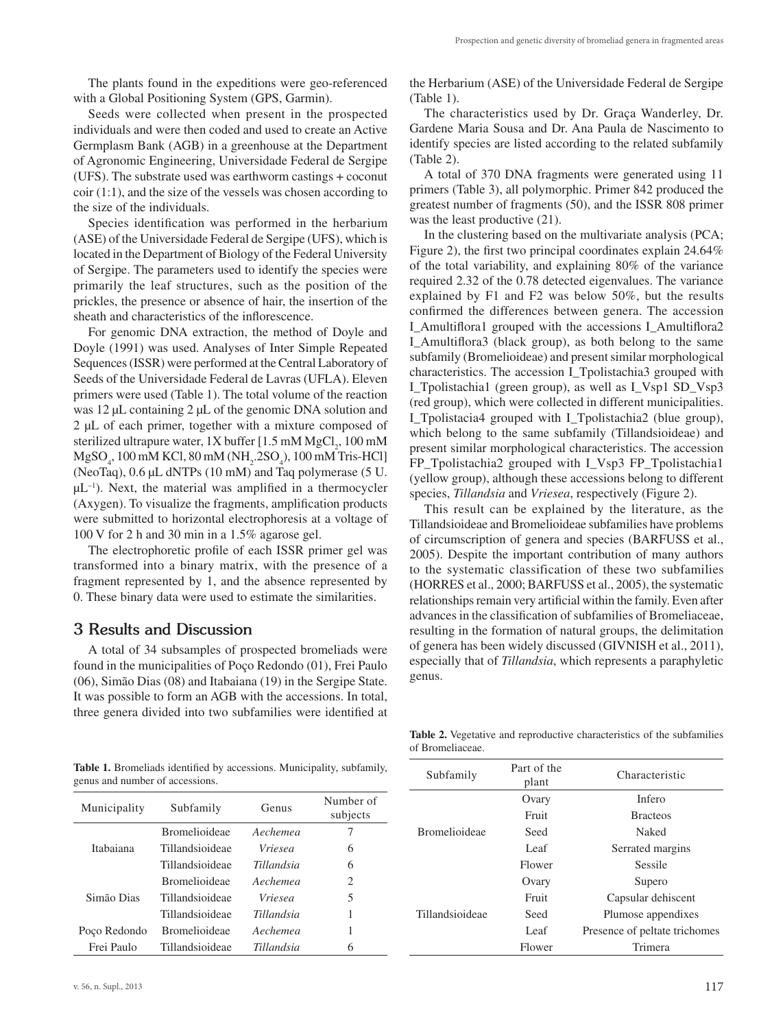The plants found in the expeditions were geo-referenced with a Global Positioning System (GPS, Garmin).

Seeds were collected when present in the prospected individuals and were then coded and used to create an Active Germplasm Bank (AGB) in a greenhouse at the Department of Agronomic Engineering, Universidade Federal de Sergipe (UFS). The substrate used was earthworm castings + coconut coir (1:1), and the size of the vessels was chosen according to the size of the individuals.

Species identification was performed in the herbarium (ASE) of the Universidade Federal de Sergipe (UFS), which is located in the Department of Biology of the Federal University of Sergipe. The parameters used to identify the species were primarily the leaf structures, such as the position of the prickles, the presence or absence of hair, the insertion of the sheath and characteristics of the inflorescence.

For genomic DNA extraction, the method of Doyle and Doyle (1991) was used. Analyses of Inter Simple Repeated Sequences (ISSR) were performed at the Central Laboratory of Seeds of the Universidade Federal de Lavras (UFLA). Eleven primers were used (Table 1). The total volume of the reaction was 12 µL containing 2 µL of the genomic DNA solution and 2 µL of each primer, together with a mixture composed of sterilized ultrapure water, 1X buffer [1.5 mM $MgCl_2$, 100 mM $MgSO_4$, 100 mM KCl, 80 mM ($NH_2.2SO_4$), 100 mM Tris-HCl] (NeoTaq), 0.6 µL dNTPs (10 mM) and Taq polymerase (5 U. $\mu L^{-1}$). Next, the material was amplified in a thermocycler (Axygen). To visualize the fragments, amplification products were submitted to horizontal electrophoresis at a voltage of 100 V for 2 h and 30 min in a 1.5% agarose gel.

The electrophoretic profile of each ISSR primer gel was transformed into a binary matrix, with the presence of a fragment represented by 1, and the absence represented by 0. These binary data were used to estimate the similarities.

## 3 Results and Discussion

A total of 34 subsamples of prospected bromeliads were found in the municipalities of Poço Redondo (01), Frei Paulo (06), Simão Dias (08) and Itabaiana (19) in the Sergipe State. It was possible to form an AGB with the accessions. In total, three genera divided into two subfamilies were identified at the Herbarium (ASE) of the Universidade Federal de Sergipe (Table 1).

The characteristics used by Dr. Graça Wanderley, Dr. Gardene Maria Sousa and Dr. Ana Paula de Nascimento to identify species are listed according to the related subfamily (Table 2).

A total of 370 DNA fragments were generated using 11 primers (Table 3), all polymorphic. Primer 842 produced the greatest number of fragments (50), and the ISSR 808 primer was the least productive (21).

In the clustering based on the multivariate analysis (PCA; Figure 2), the first two principal coordinates explain 24.64% of the total variability, and explaining 80% of the variance required 2.32 of the 0.78 detected eigenvalues. The variance explained by F1 and F2 was below 50%, but the results confirmed the differences between genera. The accession I_Amultiflora1 grouped with the accessions I_Amultiflora2 I_Amultiflora3 (black group), as both belong to the same subfamily (Bromelioideae) and present similar morphological characteristics. The accession I_Tpolistachia3 grouped with I_Tpolistachia1 (green group), as well as I_Vsp1 SD_Vsp3 (red group), which were collected in different municipalities. I_Tpolistacia4 grouped with I_Tpolistachia2 (blue group), which belong to the same subfamily (Tillandsioideae) and present similar morphological characteristics. The accession FP_Tpolistachia2 grouped with I_Vsp3 FP_Tpolistachia1 (yellow group), although these accessions belong to different species, *Tillandsia* and *Vriesea*, respectively (Figure 2).

This result can be explained by the literature, as the Tillandsioideae and Bromelioideae subfamilies have problems of circumscription of genera and species (BARFUSS et al., 2005). Despite the important contribution of many authors to the systematic classification of these two subfamilies (HORRES et al., 2000; BARFUSS et al., 2005), the systematic relationships remain very artificial within the family. Even after advances in the classification of subfamilies of Bromeliaceae, resulting in the formation of natural groups, the delimitation of genera has been widely discussed (GIVNISH et al., 2011), especially that of *Tillandsia*, which represents a paraphyletic genus.

**Table 1.** Bromeliads identified by accessions. Municipality, subfamily, genus and number of accessions.

| Municipality | Subfamily | Genus | Number of subjects |
|---|---|---|---|
| Itabaiana | Bromelioideae | *Aechemea* | 7 |
| | Tillandsioideae | *Vriesea* | 6 |
| | Tillandsioideae | *Tillandsia* | 6 |
| Simão Dias | Bromelioideae | *Aechemea* | 2 |
| | Tillandsioideae | *Vriesea* | 5 |
| | Tillandsioideae | *Tillandsia* | 1 |
| Poço Redondo | Bromelioideae | *Aechemea* | 1 |
| Frei Paulo | Tillandsioideae | *Tillandsia* | 6 |

**Table 2.** Vegetative and reproductive characteristics of the subfamilies of Bromeliaceae.

| Subfamily | Part of the plant | Characteristic |
|---|---|---|
| Bromelioideae | Ovary | Infero |
| | Fruit | Bracteos |
| | Seed | Naked |
| | Leaf | Serrated margins |
| | Flower | Sessile |
| Tillandsioideae | Ovary | Supero |
| | Fruit | Capsular dehiscent |
| | Seed | Plumose appendixes |
| | Leaf | Presence of peltate trichomes |
| | Flower | Trimera |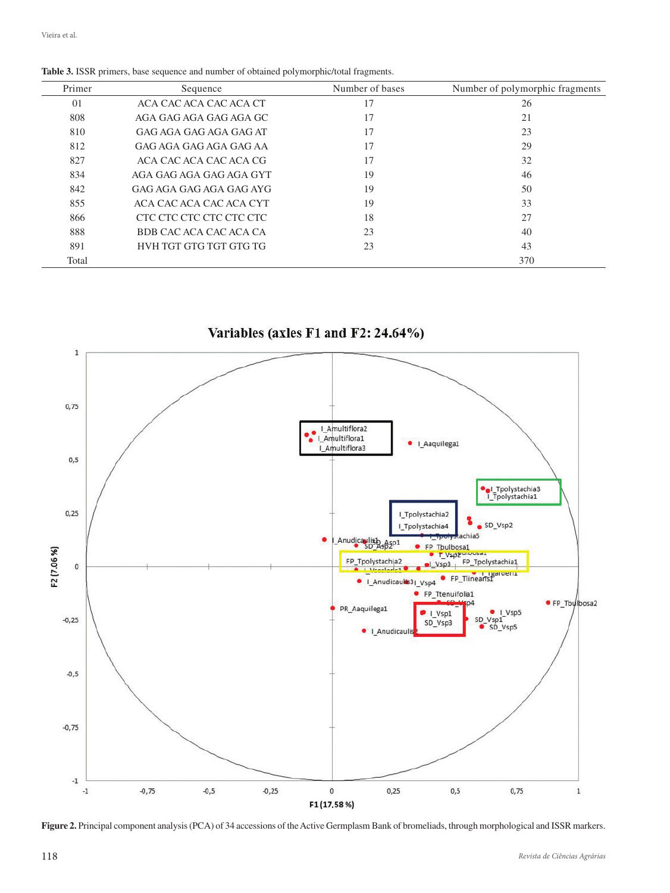**Table 3.** ISSR primers, base sequence and number of obtained polymorphic/total fragments.

| Primer | Sequence | Number of bases | Number of polymorphic fragments |
|---|---|---|---|
| 01 | ACA CAC ACA CAC ACA CT | 17 | 26 |
| 808 | AGA GAG AGA GAG AGA GC | 17 | 21 |
| 810 | GAG AGA GAG AGA GAG AT | 17 | 23 |
| 812 | GAG AGA GAG AGA GAG AA | 17 | 29 |
| 827 | ACA CAC ACA CAC ACA CG | 17 | 32 |
| 834 | AGA GAG AGA GAG AGA GYT | 19 | 46 |
| 842 | GAG AGA GAG AGA GAG AYG | 19 | 50 |
| 855 | ACA CAC ACA CAC ACA CYT | 19 | 33 |
| 866 | CTC CTC CTC CTC CTC CTC | 18 | 27 |
| 888 | BDB CAC ACA CAC ACA CA | 23 | 40 |
| 891 | HVH TGT GTG TGT GTG TG | 23 | 43 |
| Total | | | 370 |

**Figure 2.** Principal component analysis (PCA) of 34 accessions of the Active Germplasm Bank of bromeliads, through morphological and ISSR markers.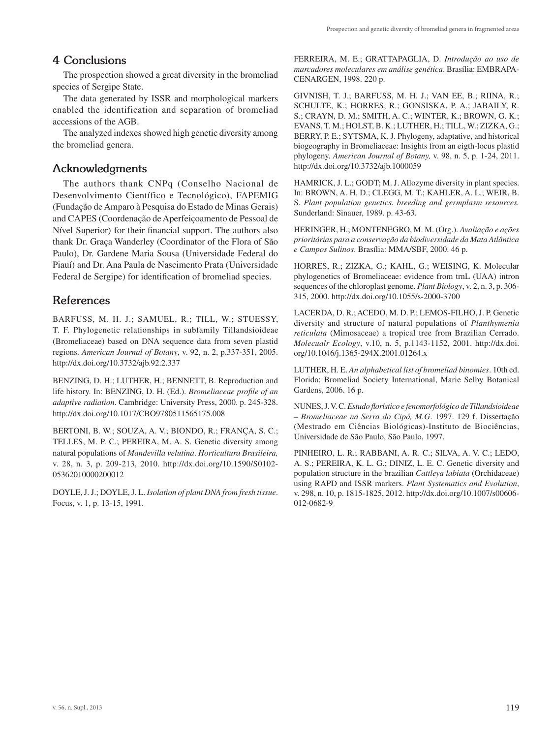## 4 Conclusions

The prospection showed a great diversity in the bromeliad species of Sergipe State.

The data generated by ISSR and morphological markers enabled the identification and separation of bromeliad accessions of the AGB.

The analyzed indexes showed high genetic diversity among the bromeliad genera.

## Acknowledgments

The authors thank CNPq (Conselho Nacional de Desenvolvimento Científico e Tecnológico), FAPEMIG (Fundação de Amparo à Pesquisa do Estado de Minas Gerais) and CAPES (Coordenação de Aperfeiçoamento de Pessoal de Nível Superior) for their financial support. The authors also thank Dr. Graça Wanderley (Coordinator of the Flora of São Paulo), Dr. Gardene Maria Sousa (Universidade Federal do Piauí) and Dr. Ana Paula de Nascimento Prata (Universidade Federal de Sergipe) for identification of bromeliad species.

## References

BARFUSS, M. H. J.; SAMUEL, R.; TILL, W.; STUESSY, T. F. Phylogenetic relationships in subfamily Tillandsioideae (Bromeliaceae) based on DNA sequence data from seven plastid regions. *American Journal of Botany*, v. 92, n. 2, p.337-351, 2005. http://dx.doi.org/10.3732/ajb.92.2.337

BENZING, D. H.; LUTHER, H.; BENNETT, B. Reproduction and life history. In: BENZING, D. H. (Ed.). *Bromeliaceae profile of an adaptive radiation*. Cambridge: University Press, 2000. p. 245-328. http://dx.doi.org/10.1017/CBO9780511565175.008

BERTONI, B. W.; SOUZA, A. V.; BIONDO, R.; FRANÇA, S. C.; TELLES, M. P. C.; PEREIRA, M. A. S. Genetic diversity among natural populations of *Mandevilla velutina*. *Horticultura Brasileira,* v. 28, n. 3, p. 209-213, 2010. http://dx.doi.org/10.1590/S0102-05362010000200012

DOYLE, J. J.; DOYLE, J. L. *Isolation of plant DNA from fresh tissue*. Focus, v. 1, p. 13-15, 1991.

FERREIRA, M. E.; GRATTAPAGLIA, D. *Introdução ao uso de marcadores moleculares em análise genética*. Brasília: EMBRAPA-CENARGEN, 1998. 220 p.

GIVNISH, T. J.; BARFUSS, M. H. J.; VAN EE, B.; RIINA, R.; SCHULTE, K.; HORRES, R.; GONSISKA, P. A.; JABAILY, R. S.; CRAYN, D. M.; SMITH, A. C.; WINTER, K.; BROWN, G. K.; EVANS, T. M.; HOLST, B. K.; LUTHER, H.; TILL, W.; ZIZKA, G.; BERRY, P. E.; SYTSMA, K. J. Phylogeny, adaptative, and historical biogeography in Bromeliaceae: Insights from an eigth-locus plastid phylogeny. *American Journal of Botany,* v. 98, n. 5, p. 1-24, 2011. http://dx.doi.org/10.3732/ajb.1000059

HAMRICK, J. L.; GODT; M. J. Allozyme diversity in plant species. In: BROWN, A. H. D.; CLEGG, M. T.; KAHLER, A. L.; WEIR, B. S. *Plant population genetics. breeding and germplasm resources.* Sunderland: Sinauer, 1989. p. 43-63.

HERINGER, H.; MONTENEGRO, M. M. (Org.). *Avaliação e ações prioritárias para a conservação da biodiversidade da Mata Atlântica e Campos Sulinos*. Brasília: MMA/SBF, 2000. 46 p.

HORRES, R.; ZIZKA, G.; KAHL, G.; WEISING, K. Molecular phylogenetics of Bromeliaceae: evidence from trnL (UAA) intron sequences of the chloroplast genome. *Plant Biology*, v. 2, n. 3, p. 306-315, 2000. http://dx.doi.org/10.1055/s-2000-3700

LACERDA, D. R.; ACEDO, M. D. P.; LEMOS-FILHO, J. P. Genetic diversity and structure of natural populations of *Planthymenia reticulata* (Mimosaceae) a tropical tree from Brazilian Cerrado. *Molecualr Ecology*, v.10, n. 5, p.1143-1152, 2001. http://dx.doi.org/10.1046/j.1365-294X.2001.01264.x

LUTHER, H. E. *An alphabetical list of bromeliad binomies*. 10th ed. Florida: Bromeliad Society International, Marie Selby Botanical Gardens, 2006. 16 p.

NUNES, J. V. C. *Estudo florístico e fenomorfológico de Tillandsioideae – Bromeliaceae na Serra do Cipó, M.G*. 1997. 129 f. Dissertação (Mestrado em Ciências Biológicas)-Instituto de Biociências, Universidade de São Paulo, São Paulo, 1997.

PINHEIRO, L. R.; RABBANI, A. R. C.; SILVA, A. V. C.; LEDO, A. S.; PEREIRA, K. L. G.; DINIZ, L. E. C. Genetic diversity and population structure in the brazilian *Cattleya labiata* (Orchidaceae) using RAPD and ISSR markers. *Plant Systematics and Evolution*, v. 298, n. 10, p. 1815-1825, 2012. http://dx.doi.org/10.1007/s00606-012-0682-9